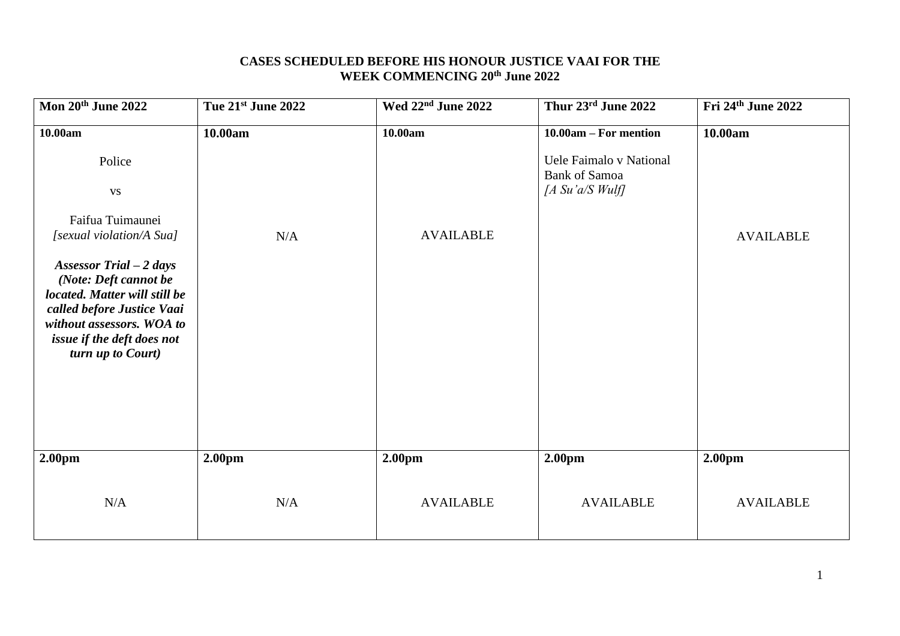**CASES SCHEDULED BEFORE HIS HONOUR JUSTICE VAAI FOR THE WEEK COMMENCING 20th June 2022**

| Mon 20th June 2022 | Tue 21st June 2022 | Wed 22nd June 2022 | Thur 23rd June 2022 | Fri 24th June 2022 |
|---|---|---|---|---|
| **10.00am**<br><br>Police<br><br>vs<br><br>Faifua Tuimaunei<br>*[sexual violation/A Sua]*<br><br>***Assessor Trial – 2 days (Note: Deft cannot be located. Matter will still be called before Justice Vaai without assessors. WOA to issue if the deft does not turn up to Court)*** | **10.00am**<br><br>N/A | **10.00am**<br><br>AVAILABLE | **10.00am – For mention**<br><br>Uele Faimalo v National Bank of Samoa<br>*[A Su'a/S Wulf]* | **10.00am**<br><br>AVAILABLE |
| **2.00pm**<br><br>N/A | **2.00pm**<br><br>N/A | **2.00pm**<br><br>AVAILABLE | **2.00pm**<br><br>AVAILABLE | **2.00pm**<br><br>AVAILABLE |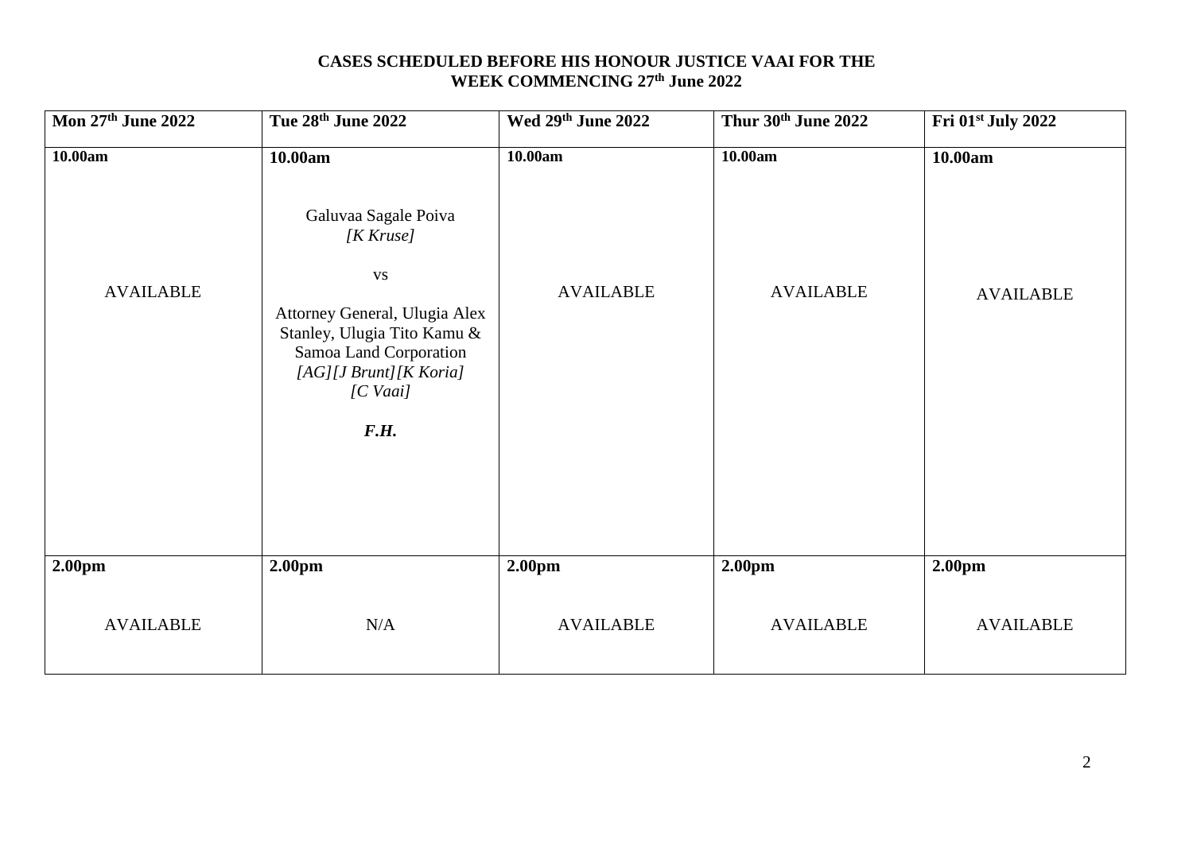**CASES SCHEDULED BEFORE HIS HONOUR JUSTICE VAAI FOR THE WEEK COMMENCING 27th June 2022**

| Mon 27th June 2022 | Tue 28th June 2022 | Wed 29th June 2022 | Thur 30th June 2022 | Fri 01st July 2022 |
|---|---|---|---|---|
| **10.00am**<br><br>AVAILABLE | **10.00am**<br><br>Galuvaa Sagale Poiva<br>*[K Kruse]*<br><br>vs<br><br>Attorney General, Ulugia Alex Stanley, Ulugia Tito Kamu & Samoa Land Corporation<br>*[AG][J Brunt][K Koria]*<br>*[C Vaai]*<br><br>***F.H.*** | **10.00am**<br><br>AVAILABLE | **10.00am**<br><br>AVAILABLE | **10.00am**<br><br>AVAILABLE |
| **2.00pm**<br><br>AVAILABLE | **2.00pm**<br><br>N/A | **2.00pm**<br><br>AVAILABLE | **2.00pm**<br><br>AVAILABLE | **2.00pm**<br><br>AVAILABLE |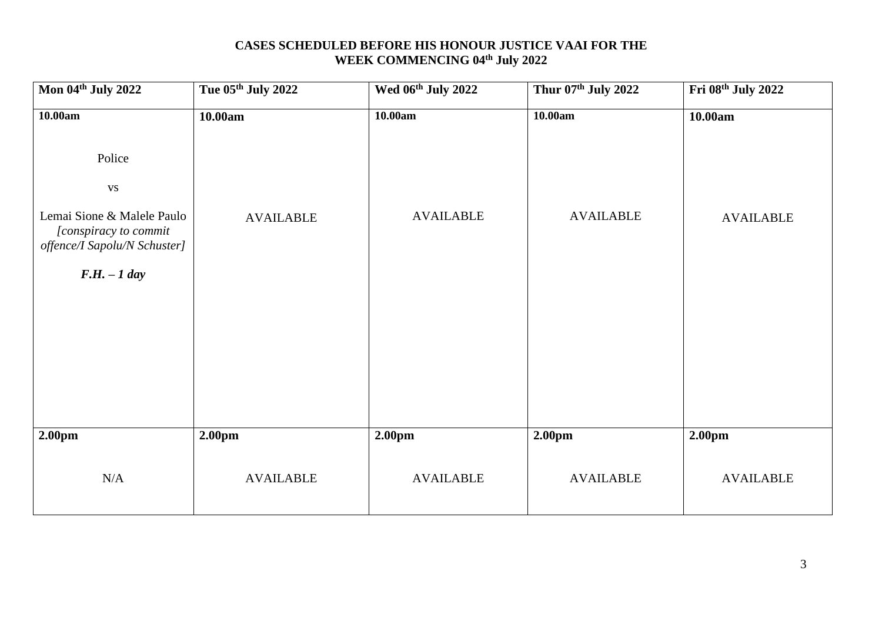**CASES SCHEDULED BEFORE HIS HONOUR JUSTICE VAAI FOR THE WEEK COMMENCING 04th July 2022**

| Mon 04th July 2022 | Tue 05th July 2022 | Wed 06th July 2022 | Thur 07th July 2022 | Fri 08th July 2022 |
|---|---|---|---|---|
| **10.00am** | **10.00am** | **10.00am** | **10.00am** | **10.00am** |
| Police<br><br>vs<br><br>Lemai Sione & Malele Paulo<br>*[conspiracy to commit offence/I Sapolu/N Schuster]*<br><br>***F.H. – 1 day*** | AVAILABLE | AVAILABLE | AVAILABLE | AVAILABLE |
| **2.00pm** | **2.00pm** | **2.00pm** | **2.00pm** | **2.00pm** |
| N/A | AVAILABLE | AVAILABLE | AVAILABLE | AVAILABLE |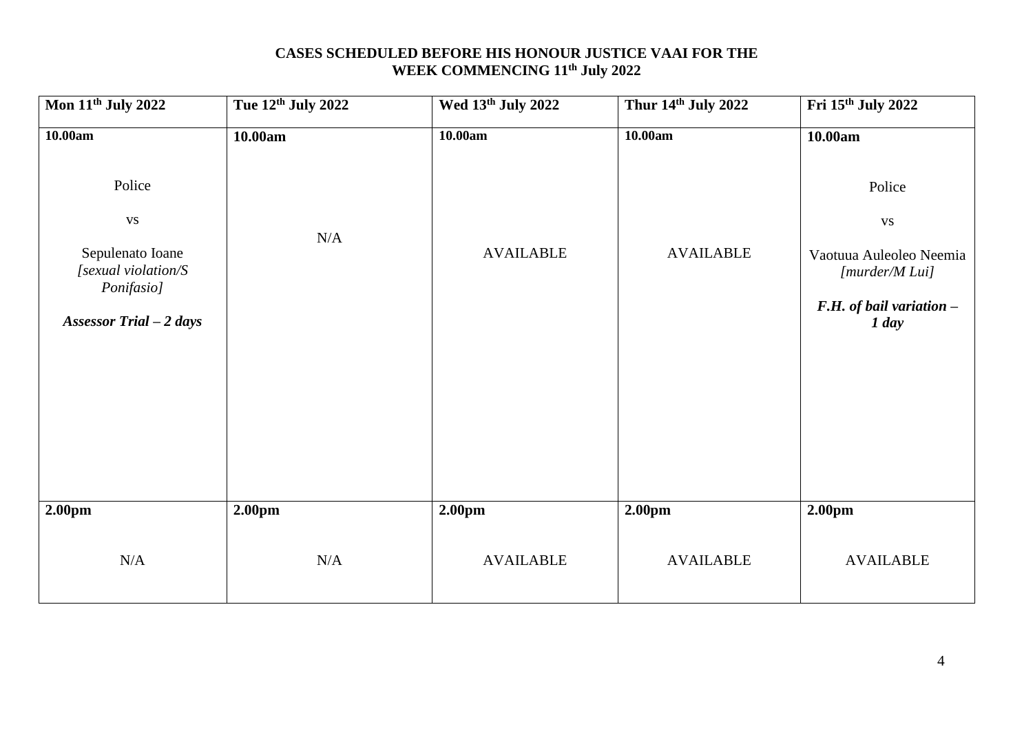**CASES SCHEDULED BEFORE HIS HONOUR JUSTICE VAAI FOR THE WEEK COMMENCING 11th July 2022**

| Mon 11th July 2022 | Tue 12th July 2022 | Wed 13th July 2022 | Thur 14th July 2022 | Fri 15th July 2022 |
|---|---|---|---|---|
| **10.00am**<br><br>Police<br><br>vs<br><br>Sepulenato Ioane<br>*[sexual violation/S Ponifasio]*<br><br>***Assessor Trial – 2 days*** | **10.00am**<br><br>N/A | **10.00am**<br><br>AVAILABLE | **10.00am**<br><br>AVAILABLE | **10.00am**<br><br>Police<br><br>vs<br><br>Vaotuua Auleoleo Neemia<br>*[murder/M Lui]*<br><br>***F.H. of bail variation – 1 day*** |
| **2.00pm**<br><br>N/A | **2.00pm**<br><br>N/A | **2.00pm**<br><br>AVAILABLE | **2.00pm**<br><br>AVAILABLE | **2.00pm**<br><br>AVAILABLE |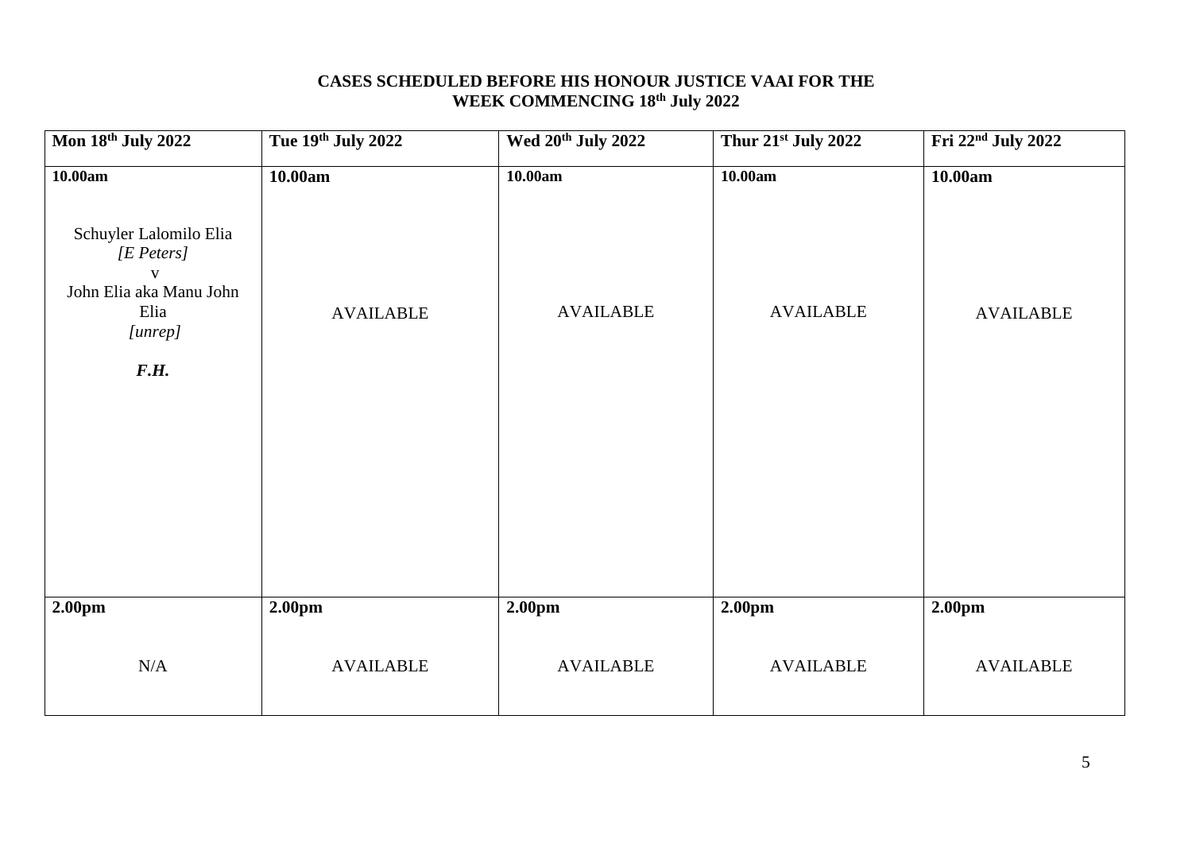**CASES SCHEDULED BEFORE HIS HONOUR JUSTICE VAAI FOR THE WEEK COMMENCING 18th July 2022**

| Mon 18th July 2022 | Tue 19th July 2022 | Wed 20th July 2022 | Thur 21st July 2022 | Fri 22nd July 2022 |
|---|---|---|---|---|
| **10.00am**<br><br>Schuyler Lalomilo Elia<br>*[E Peters]*<br>v<br>John Elia aka Manu John Elia<br>*[unrep]*<br><br>***F.H.*** | **10.00am**<br><br>AVAILABLE | **10.00am**<br><br>AVAILABLE | **10.00am**<br><br>AVAILABLE | **10.00am**<br><br>AVAILABLE |
| **2.00pm**<br><br>N/A | **2.00pm**<br><br>AVAILABLE | **2.00pm**<br><br>AVAILABLE | **2.00pm**<br><br>AVAILABLE | **2.00pm**<br><br>AVAILABLE |